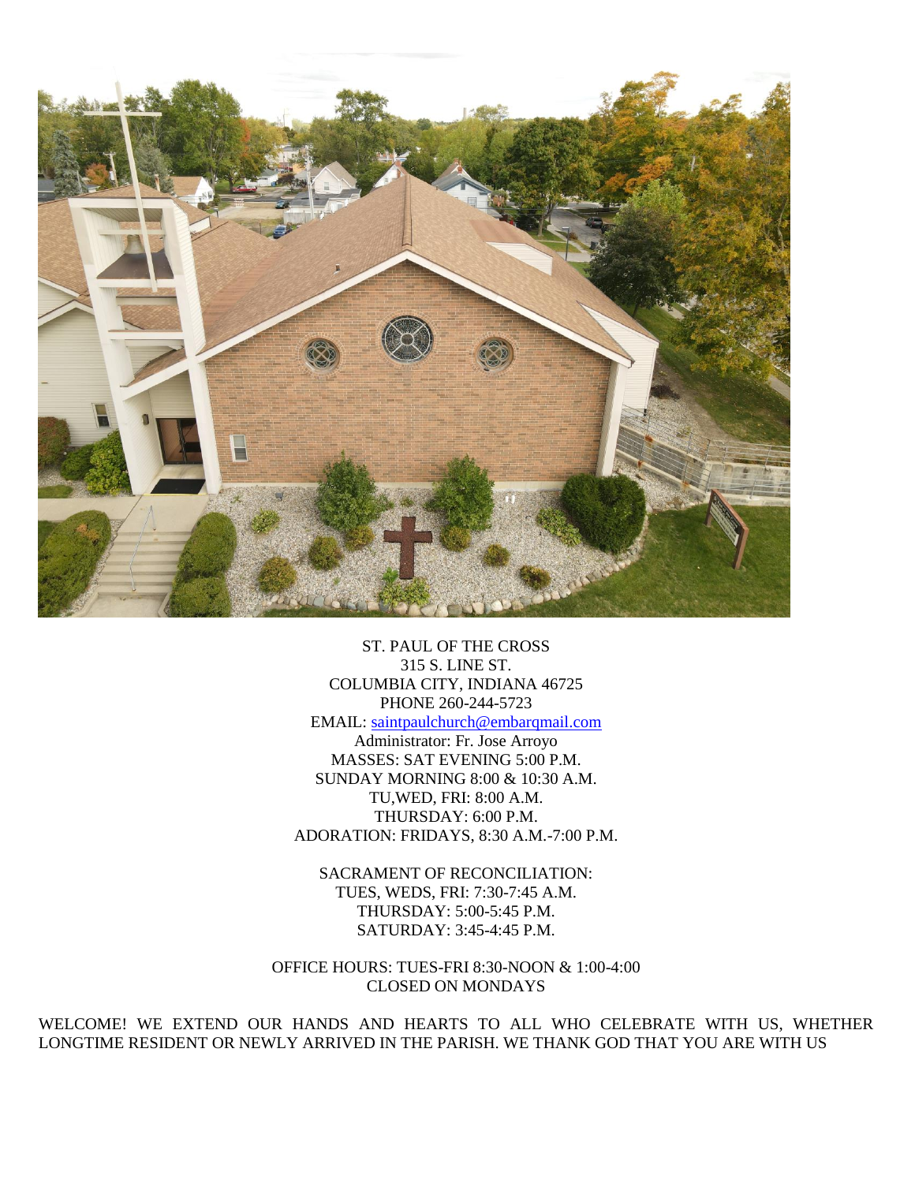ST. PAUL OF THE CROSS
315 S. LINE ST.
COLUMBIA CITY, INDIANA 46725
PHONE 260-244-5723
EMAIL: saintpaulchurch@embarqmail.com
Administrator: Fr. Jose Arroyo
MASSES: SAT EVENING 5:00 P.M.
SUNDAY MORNING 8:00 & 10:30 A.M.
TU,WED, FRI: 8:00 A.M.
THURSDAY: 6:00 P.M.
ADORATION: FRIDAYS, 8:30 A.M.-7:00 P.M.

SACRAMENT OF RECONCILIATION:
TUES, WEDS, FRI: 7:30-7:45 A.M.
THURSDAY: 5:00-5:45 P.M.
SATURDAY: 3:45-4:45 P.M.

OFFICE HOURS: TUES-FRI 8:30-NOON & 1:00-4:00
CLOSED ON MONDAYS

WELCOME! WE EXTEND OUR HANDS AND HEARTS TO ALL WHO CELEBRATE WITH US, WHETHER LONGTIME RESIDENT OR NEWLY ARRIVED IN THE PARISH. WE THANK GOD THAT YOU ARE WITH US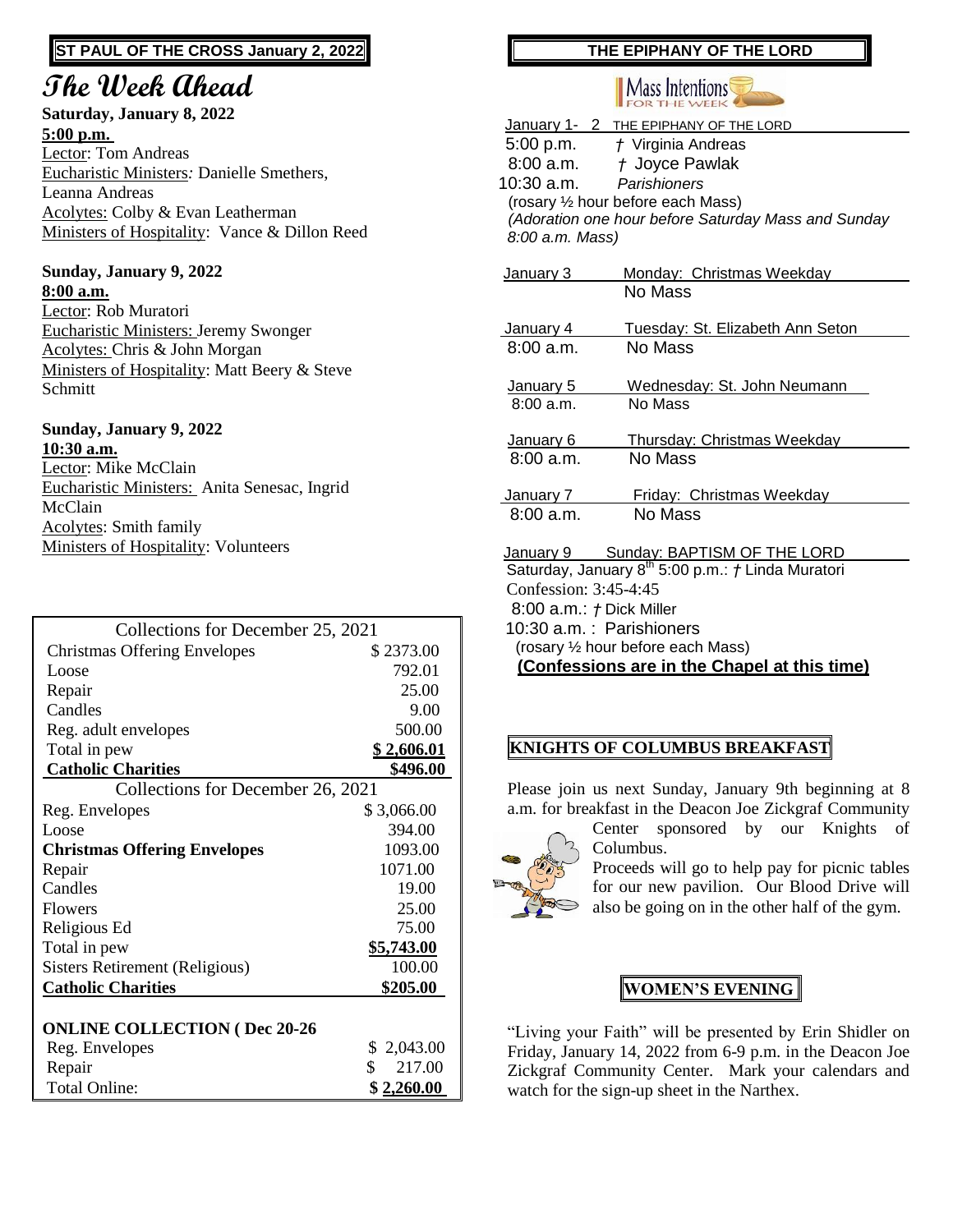**ST PAUL OF THE CROSS January 2, 2022**

# The Week Ahead

**Saturday, January 8, 2022**
**5:00 p.m.**
Lector: Tom Andreas
Eucharistic Ministers: Danielle Smethers, Leanna Andreas
Acolytes: Colby & Evan Leatherman
Ministers of Hospitality: Vance & Dillon Reed

**Sunday, January 9, 2022**
**8:00 a.m.**
Lector: Rob Muratori
Eucharistic Ministers: Jeremy Swonger
Acolytes: Chris & John Morgan
Ministers of Hospitality: Matt Beery & Steve Schmitt

**Sunday, January 9, 2022**
**10:30 a.m.**
Lector: Mike McClain
Eucharistic Ministers: Anita Senesac, Ingrid McClain
Acolytes: Smith family
Ministers of Hospitality: Volunteers

| Collections for December 25, 2021 | |
|---|---|
| Christmas Offering Envelopes | $ 2373.00 |
| Loose | 792.01 |
| Repair | 25.00 |
| Candles | 9.00 |
| Reg. adult envelopes | 500.00 |
| Total in pew | **$ 2,606.01** |
| **Catholic Charities** | **$496.00** |
| Collections for December 26, 2021 | |
| Reg. Envelopes | $ 3,066.00 |
| Loose | 394.00 |
| **Christmas Offering Envelopes** | 1093.00 |
| Repair | 1071.00 |
| Candles | 19.00 |
| Flowers | 25.00 |
| Religious Ed | 75.00 |
| Total in pew | **$5,743.00** |
| Sisters Retirement (Religious) | 100.00 |
| **Catholic Charities** | **$205.00** |
| **ONLINE COLLECTION ( Dec 20-26** | |
| Reg. Envelopes | $ 2,043.00 |
| Repair | $ 217.00 |
| Total Online: | **$ 2,260.00** |

**THE EPIPHANY OF THE LORD**

Mass Intentions FOR THE WEEK

January 1- 2 THE EPIPHANY OF THE LORD
5:00 p.m. † Virginia Andreas
8:00 a.m. † Joyce Pawlak
10:30 a.m. *Parishioners*
(rosary ½ hour before each Mass)
*(Adoration one hour before Saturday Mass and Sunday 8:00 a.m. Mass)*

January 3 Monday: Christmas Weekday
No Mass

January 4 Tuesday: St. Elizabeth Ann Seton
8:00 a.m. No Mass

January 5 Wednesday: St. John Neumann
8:00 a.m. No Mass

January 6 Thursday: Christmas Weekday
8:00 a.m. No Mass

January 7 Friday: Christmas Weekday
8:00 a.m. No Mass

January 9 Sunday: BAPTISM OF THE LORD
Saturday, January 8th 5:00 p.m.: † Linda Muratori
Confession: 3:45-4:45
8:00 a.m.: † Dick Miller
10:30 a.m. : Parishioners
(rosary ½ hour before each Mass)
**(Confessions are in the Chapel at this time)**

**KNIGHTS OF COLUMBUS BREAKFAST**

Please join us next Sunday, January 9th beginning at 8 a.m. for breakfast in the Deacon Joe Zickgraf Community Center sponsored by our Knights of Columbus.
Proceeds will go to help pay for picnic tables for our new pavilion. Our Blood Drive will also be going on in the other half of the gym.

**WOMEN'S EVENING**

"Living your Faith" will be presented by Erin Shidler on Friday, January 14, 2022 from 6-9 p.m. in the Deacon Joe Zickgraf Community Center. Mark your calendars and watch for the sign-up sheet in the Narthex.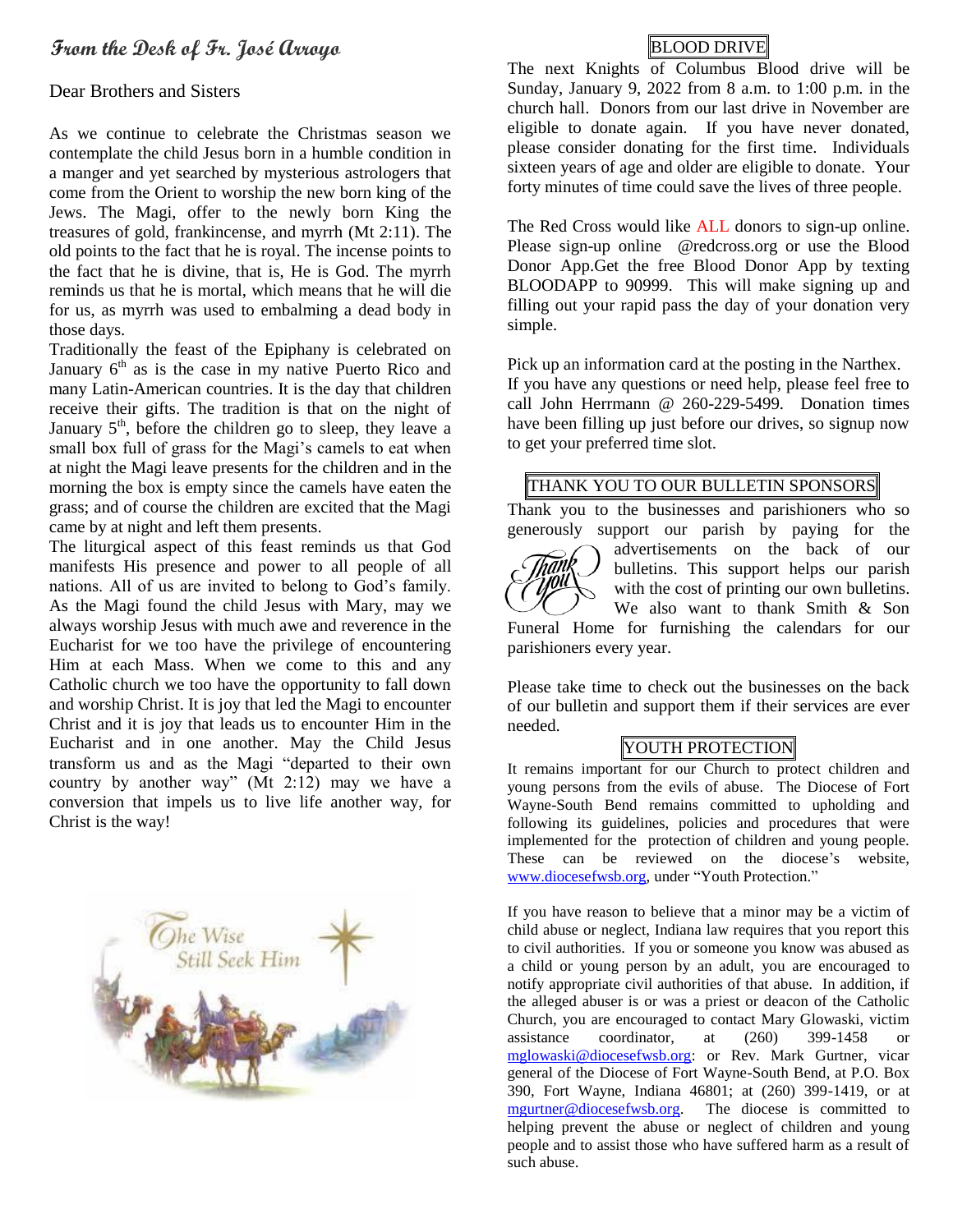## From the Desk of Fr. José Arroyo

Dear Brothers and Sisters

As we continue to celebrate the Christmas season we contemplate the child Jesus born in a humble condition in a manger and yet searched by mysterious astrologers that come from the Orient to worship the new born king of the Jews. The Magi, offer to the newly born King the treasures of gold, frankincense, and myrrh (Mt 2:11). The old points to the fact that he is royal. The incense points to the fact that he is divine, that is, He is God. The myrrh reminds us that he is mortal, which means that he will die for us, as myrrh was used to embalming a dead body in those days.

Traditionally the feast of the Epiphany is celebrated on January 6th as is the case in my native Puerto Rico and many Latin-American countries. It is the day that children receive their gifts. The tradition is that on the night of January 5th, before the children go to sleep, they leave a small box full of grass for the Magi's camels to eat when at night the Magi leave presents for the children and in the morning the box is empty since the camels have eaten the grass; and of course the children are excited that the Magi came by at night and left them presents.

The liturgical aspect of this feast reminds us that God manifests His presence and power to all people of all nations. All of us are invited to belong to God's family. As the Magi found the child Jesus with Mary, may we always worship Jesus with much awe and reverence in the Eucharist for we too have the privilege of encountering Him at each Mass. When we come to this and any Catholic church we too have the opportunity to fall down and worship Christ. It is joy that led the Magi to encounter Christ and it is joy that leads us to encounter Him in the Eucharist and in one another. May the Child Jesus transform us and as the Magi "departed to their own country by another way" (Mt 2:12) may we have a conversion that impels us to live life another way, for Christ is the way!

The Wise Still Seek Him

## BLOOD DRIVE

The next Knights of Columbus Blood drive will be Sunday, January 9, 2022 from 8 a.m. to 1:00 p.m. in the church hall. Donors from our last drive in November are eligible to donate again. If you have never donated, please consider donating for the first time. Individuals sixteen years of age and older are eligible to donate. Your forty minutes of time could save the lives of three people.

The Red Cross would like ALL donors to sign-up online. Please sign-up online @redcross.org or use the Blood Donor App.Get the free Blood Donor App by texting BLOODAPP to 90999. This will make signing up and filling out your rapid pass the day of your donation very simple.

Pick up an information card at the posting in the Narthex. If you have any questions or need help, please feel free to call John Herrmann @ 260-229-5499. Donation times have been filling up just before our drives, so signup now to get your preferred time slot.

## THANK YOU TO OUR BULLETIN SPONSORS

Thank you to the businesses and parishioners who so generously support our parish by paying for the advertisements on the back of our bulletins. This support helps our parish with the cost of printing our own bulletins. We also want to thank Smith & Son Funeral Home for furnishing the calendars for our parishioners every year.

Please take time to check out the businesses on the back of our bulletin and support them if their services are ever needed.

## YOUTH PROTECTION

It remains important for our Church to protect children and young persons from the evils of abuse. The Diocese of Fort Wayne-South Bend remains committed to upholding and following its guidelines, policies and procedures that were implemented for the protection of children and young people. These can be reviewed on the diocese's website, www.diocesefwsb.org, under "Youth Protection."

If you have reason to believe that a minor may be a victim of child abuse or neglect, Indiana law requires that you report this to civil authorities. If you or someone you know was abused as a child or young person by an adult, you are encouraged to notify appropriate civil authorities of that abuse. In addition, if the alleged abuser is or was a priest or deacon of the Catholic Church, you are encouraged to contact Mary Glowaski, victim assistance coordinator, at (260) 399-1458 or mglowaski@diocesefwsb.org: or Rev. Mark Gurtner, vicar general of the Diocese of Fort Wayne-South Bend, at P.O. Box 390, Fort Wayne, Indiana 46801; at (260) 399-1419, or at mgurtner@diocesefwsb.org. The diocese is committed to helping prevent the abuse or neglect of children and young people and to assist those who have suffered harm as a result of such abuse.